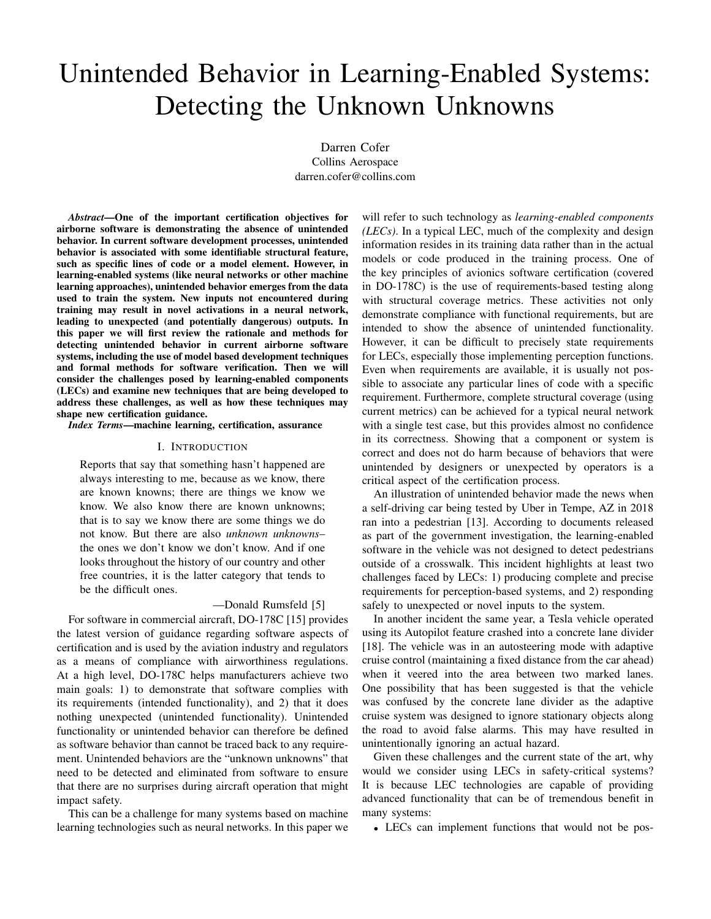# Unintended Behavior in Learning-Enabled Systems: Detecting the Unknown Unknowns

Darren Cofer
Collins Aerospace
darren.cofer@collins.com

***Abstract*—One of the important certification objectives for airborne software is demonstrating the absence of unintended behavior. In current software development processes, unintended behavior is associated with some identifiable structural feature, such as specific lines of code or a model element. However, in learning-enabled systems (like neural networks or other machine learning approaches), unintended behavior emerges from the data used to train the system. New inputs not encountered during training may result in novel activations in a neural network, leading to unexpected (and potentially dangerous) outputs. In this paper we will first review the rationale and methods for detecting unintended behavior in current airborne software systems, including the use of model based development techniques and formal methods for software verification. Then we will consider the challenges posed by learning-enabled components (LECs) and examine new techniques that are being developed to address these challenges, as well as how these techniques may shape new certification guidance.**

***Index Terms*—machine learning, certification, assurance**

## I. Introduction

> Reports that say that something hasn't happened are always interesting to me, because as we know, there are known knowns; there are things we know we know. We also know there are known unknowns; that is to say we know there are some things we do not know. But there are also *unknown unknowns*–the ones we don't know we don't know. And if one looks throughout the history of our country and other free countries, it is the latter category that tends to be the difficult ones.
>
> —Donald Rumsfeld [5]

For software in commercial aircraft, DO-178C [15] provides the latest version of guidance regarding software aspects of certification and is used by the aviation industry and regulators as a means of compliance with airworthiness regulations. At a high level, DO-178C helps manufacturers achieve two main goals: 1) to demonstrate that software complies with its requirements (intended functionality), and 2) that it does nothing unexpected (unintended functionality). Unintended functionality or unintended behavior can therefore be defined as software behavior than cannot be traced back to any requirement. Unintended behaviors are the "unknown unknowns" that need to be detected and eliminated from software to ensure that there are no surprises during aircraft operation that might impact safety.

This can be a challenge for many systems based on machine learning technologies such as neural networks. In this paper we will refer to such technology as *learning-enabled components (LECs)*. In a typical LEC, much of the complexity and design information resides in its training data rather than in the actual models or code produced in the training process. One of the key principles of avionics software certification (covered in DO-178C) is the use of requirements-based testing along with structural coverage metrics. These activities not only demonstrate compliance with functional requirements, but are intended to show the absence of unintended functionality. However, it can be difficult to precisely state requirements for LECs, especially those implementing perception functions. Even when requirements are available, it is usually not possible to associate any particular lines of code with a specific requirement. Furthermore, complete structural coverage (using current metrics) can be achieved for a typical neural network with a single test case, but this provides almost no confidence in its correctness. Showing that a component or system is correct and does not do harm because of behaviors that were unintended by designers or unexpected by operators is a critical aspect of the certification process.

An illustration of unintended behavior made the news when a self-driving car being tested by Uber in Tempe, AZ in 2018 ran into a pedestrian [13]. According to documents released as part of the government investigation, the learning-enabled software in the vehicle was not designed to detect pedestrians outside of a crosswalk. This incident highlights at least two challenges faced by LECs: 1) producing complete and precise requirements for perception-based systems, and 2) responding safely to unexpected or novel inputs to the system.

In another incident the same year, a Tesla vehicle operated using its Autopilot feature crashed into a concrete lane divider [18]. The vehicle was in an autosteering mode with adaptive cruise control (maintaining a fixed distance from the car ahead) when it veered into the area between two marked lanes. One possibility that has been suggested is that the vehicle was confused by the concrete lane divider as the adaptive cruise system was designed to ignore stationary objects along the road to avoid false alarms. This may have resulted in unintentionally ignoring an actual hazard.

Given these challenges and the current state of the art, why would we consider using LECs in safety-critical systems? It is because LEC technologies are capable of providing advanced functionality that can be of tremendous benefit in many systems:

- LECs can implement functions that would not be pos-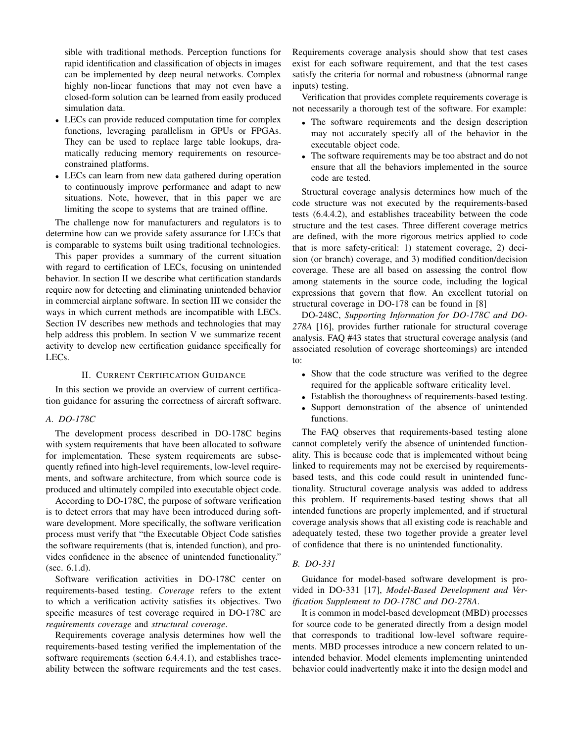sible with traditional methods. Perception functions for rapid identification and classification of objects in images can be implemented by deep neural networks. Complex highly non-linear functions that may not even have a closed-form solution can be learned from easily produced simulation data.

- LECs can provide reduced computation time for complex functions, leveraging parallelism in GPUs or FPGAs. They can be used to replace large table lookups, dramatically reducing memory requirements on resource-constrained platforms.
- LECs can learn from new data gathered during operation to continuously improve performance and adapt to new situations. Note, however, that in this paper we are limiting the scope to systems that are trained offline.

The challenge now for manufacturers and regulators is to determine how can we provide safety assurance for LECs that is comparable to systems built using traditional technologies.

This paper provides a summary of the current situation with regard to certification of LECs, focusing on unintended behavior. In section II we describe what certification standards require now for detecting and eliminating unintended behavior in commercial airplane software. In section III we consider the ways in which current methods are incompatible with LECs. Section IV describes new methods and technologies that may help address this problem. In section V we summarize recent activity to develop new certification guidance specifically for LECs.

## II. Current Certification Guidance

In this section we provide an overview of current certification guidance for assuring the correctness of aircraft software.

### A. DO-178C

The development process described in DO-178C begins with system requirements that have been allocated to software for implementation. These system requirements are subsequently refined into high-level requirements, low-level requirements, and software architecture, from which source code is produced and ultimately compiled into executable object code.

According to DO-178C, the purpose of software verification is to detect errors that may have been introduced during software development. More specifically, the software verification process must verify that "the Executable Object Code satisfies the software requirements (that is, intended function), and provides confidence in the absence of unintended functionality." (sec. 6.1.d).

Software verification activities in DO-178C center on requirements-based testing. *Coverage* refers to the extent to which a verification activity satisfies its objectives. Two specific measures of test coverage required in DO-178C are *requirements coverage* and *structural coverage*.

Requirements coverage analysis determines how well the requirements-based testing verified the implementation of the software requirements (section 6.4.4.1), and establishes traceability between the software requirements and the test cases. Requirements coverage analysis should show that test cases exist for each software requirement, and that the test cases satisfy the criteria for normal and robustness (abnormal range inputs) testing.

Verification that provides complete requirements coverage is not necessarily a thorough test of the software. For example:

- The software requirements and the design description may not accurately specify all of the behavior in the executable object code.
- The software requirements may be too abstract and do not ensure that all the behaviors implemented in the source code are tested.

Structural coverage analysis determines how much of the code structure was not executed by the requirements-based tests (6.4.4.2), and establishes traceability between the code structure and the test cases. Three different coverage metrics are defined, with the more rigorous metrics applied to code that is more safety-critical: 1) statement coverage, 2) decision (or branch) coverage, and 3) modified condition/decision coverage. These are all based on assessing the control flow among statements in the source code, including the logical expressions that govern that flow. An excellent tutorial on structural coverage in DO-178 can be found in [8]

DO-248C, *Supporting Information for DO-178C and DO-278A* [16], provides further rationale for structural coverage analysis. FAQ #43 states that structural coverage analysis (and associated resolution of coverage shortcomings) are intended to:

- Show that the code structure was verified to the degree required for the applicable software criticality level.
- Establish the thoroughness of requirements-based testing.
- Support demonstration of the absence of unintended functions.

The FAQ observes that requirements-based testing alone cannot completely verify the absence of unintended functionality. This is because code that is implemented without being linked to requirements may not be exercised by requirements-based tests, and this code could result in unintended functionality. Structural coverage analysis was added to address this problem. If requirements-based testing shows that all intended functions are properly implemented, and if structural coverage analysis shows that all existing code is reachable and adequately tested, these two together provide a greater level of confidence that there is no unintended functionality.

### B. DO-331

Guidance for model-based software development is provided in DO-331 [17], *Model-Based Development and Verification Supplement to DO-178C and DO-278A*.

It is common in model-based development (MBD) processes for source code to be generated directly from a design model that corresponds to traditional low-level software requirements. MBD processes introduce a new concern related to unintended behavior. Model elements implementing unintended behavior could inadvertently make it into the design model and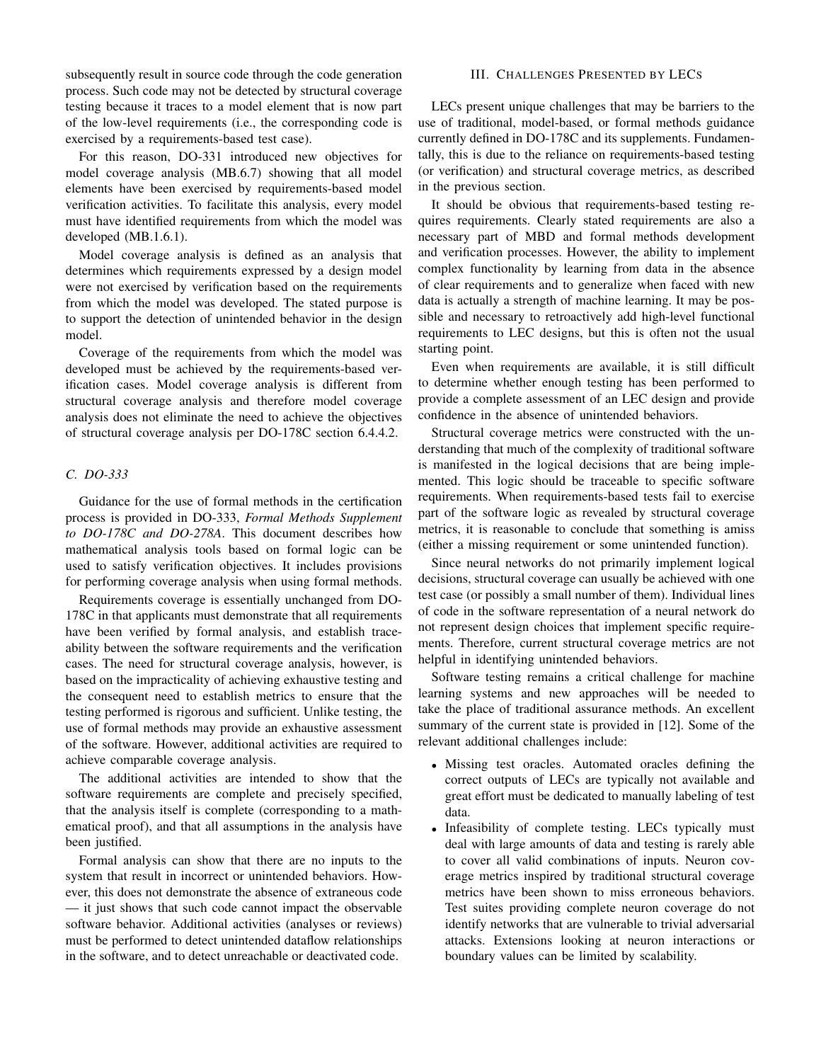subsequently result in source code through the code generation process. Such code may not be detected by structural coverage testing because it traces to a model element that is now part of the low-level requirements (i.e., the corresponding code is exercised by a requirements-based test case).

For this reason, DO-331 introduced new objectives for model coverage analysis (MB.6.7) showing that all model elements have been exercised by requirements-based model verification activities. To facilitate this analysis, every model must have identified requirements from which the model was developed (MB.1.6.1).

Model coverage analysis is defined as an analysis that determines which requirements expressed by a design model were not exercised by verification based on the requirements from which the model was developed. The stated purpose is to support the detection of unintended behavior in the design model.

Coverage of the requirements from which the model was developed must be achieved by the requirements-based verification cases. Model coverage analysis is different from structural coverage analysis and therefore model coverage analysis does not eliminate the need to achieve the objectives of structural coverage analysis per DO-178C section 6.4.4.2.

### C. DO-333

Guidance for the use of formal methods in the certification process is provided in DO-333, *Formal Methods Supplement to DO-178C and DO-278A*. This document describes how mathematical analysis tools based on formal logic can be used to satisfy verification objectives. It includes provisions for performing coverage analysis when using formal methods.

Requirements coverage is essentially unchanged from DO-178C in that applicants must demonstrate that all requirements have been verified by formal analysis, and establish traceability between the software requirements and the verification cases. The need for structural coverage analysis, however, is based on the impracticality of achieving exhaustive testing and the consequent need to establish metrics to ensure that the testing performed is rigorous and sufficient. Unlike testing, the use of formal methods may provide an exhaustive assessment of the software. However, additional activities are required to achieve comparable coverage analysis.

The additional activities are intended to show that the software requirements are complete and precisely specified, that the analysis itself is complete (corresponding to a mathematical proof), and that all assumptions in the analysis have been justified.

Formal analysis can show that there are no inputs to the system that result in incorrect or unintended behaviors. However, this does not demonstrate the absence of extraneous code — it just shows that such code cannot impact the observable software behavior. Additional activities (analyses or reviews) must be performed to detect unintended dataflow relationships in the software, and to detect unreachable or deactivated code.

## III. Challenges Presented by LECs

LECs present unique challenges that may be barriers to the use of traditional, model-based, or formal methods guidance currently defined in DO-178C and its supplements. Fundamentally, this is due to the reliance on requirements-based testing (or verification) and structural coverage metrics, as described in the previous section.

It should be obvious that requirements-based testing requires requirements. Clearly stated requirements are also a necessary part of MBD and formal methods development and verification processes. However, the ability to implement complex functionality by learning from data in the absence of clear requirements and to generalize when faced with new data is actually a strength of machine learning. It may be possible and necessary to retroactively add high-level functional requirements to LEC designs, but this is often not the usual starting point.

Even when requirements are available, it is still difficult to determine whether enough testing has been performed to provide a complete assessment of an LEC design and provide confidence in the absence of unintended behaviors.

Structural coverage metrics were constructed with the understanding that much of the complexity of traditional software is manifested in the logical decisions that are being implemented. This logic should be traceable to specific software requirements. When requirements-based tests fail to exercise part of the software logic as revealed by structural coverage metrics, it is reasonable to conclude that something is amiss (either a missing requirement or some unintended function).

Since neural networks do not primarily implement logical decisions, structural coverage can usually be achieved with one test case (or possibly a small number of them). Individual lines of code in the software representation of a neural network do not represent design choices that implement specific requirements. Therefore, current structural coverage metrics are not helpful in identifying unintended behaviors.

Software testing remains a critical challenge for machine learning systems and new approaches will be needed to take the place of traditional assurance methods. An excellent summary of the current state is provided in [12]. Some of the relevant additional challenges include:

- Missing test oracles. Automated oracles defining the correct outputs of LECs are typically not available and great effort must be dedicated to manually labeling of test data.
- Infeasibility of complete testing. LECs typically must deal with large amounts of data and testing is rarely able to cover all valid combinations of inputs. Neuron coverage metrics inspired by traditional structural coverage metrics have been shown to miss erroneous behaviors. Test suites providing complete neuron coverage do not identify networks that are vulnerable to trivial adversarial attacks. Extensions looking at neuron interactions or boundary values can be limited by scalability.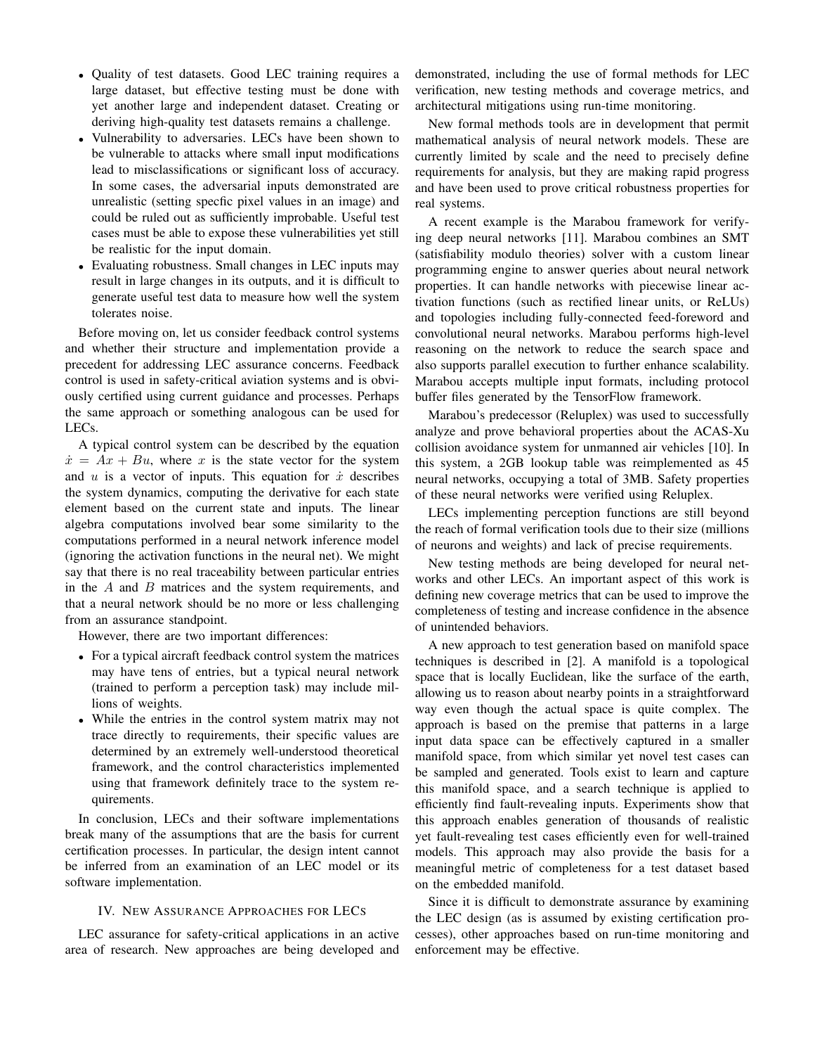- Quality of test datasets. Good LEC training requires a large dataset, but effective testing must be done with yet another large and independent dataset. Creating or deriving high-quality test datasets remains a challenge.
- Vulnerability to adversaries. LECs have been shown to be vulnerable to attacks where small input modifications lead to misclassifications or significant loss of accuracy. In some cases, the adversarial inputs demonstrated are unrealistic (setting specfic pixel values in an image) and could be ruled out as sufficiently improbable. Useful test cases must be able to expose these vulnerabilities yet still be realistic for the input domain.
- Evaluating robustness. Small changes in LEC inputs may result in large changes in its outputs, and it is difficult to generate useful test data to measure how well the system tolerates noise.

Before moving on, let us consider feedback control systems and whether their structure and implementation provide a precedent for addressing LEC assurance concerns. Feedback control is used in safety-critical aviation systems and is obviously certified using current guidance and processes. Perhaps the same approach or something analogous can be used for LECs.

A typical control system can be described by the equation $\dot{x} = Ax + Bu$, where $x$ is the state vector for the system and $u$ is a vector of inputs. This equation for $\dot{x}$ describes the system dynamics, computing the derivative for each state element based on the current state and inputs. The linear algebra computations involved bear some similarity to the computations performed in a neural network inference model (ignoring the activation functions in the neural net). We might say that there is no real traceability between particular entries in the $A$ and $B$ matrices and the system requirements, and that a neural network should be no more or less challenging from an assurance standpoint.

However, there are two important differences:

- For a typical aircraft feedback control system the matrices may have tens of entries, but a typical neural network (trained to perform a perception task) may include millions of weights.
- While the entries in the control system matrix may not trace directly to requirements, their specific values are determined by an extremely well-understood theoretical framework, and the control characteristics implemented using that framework definitely trace to the system requirements.

In conclusion, LECs and their software implementations break many of the assumptions that are the basis for current certification processes. In particular, the design intent cannot be inferred from an examination of an LEC model or its software implementation.

## IV. New Assurance Approaches for LECs

LEC assurance for safety-critical applications in an active area of research. New approaches are being developed and demonstrated, including the use of formal methods for LEC verification, new testing methods and coverage metrics, and architectural mitigations using run-time monitoring.

New formal methods tools are in development that permit mathematical analysis of neural network models. These are currently limited by scale and the need to precisely define requirements for analysis, but they are making rapid progress and have been used to prove critical robustness properties for real systems.

A recent example is the Marabou framework for verifying deep neural networks [11]. Marabou combines an SMT (satisfiability modulo theories) solver with a custom linear programming engine to answer queries about neural network properties. It can handle networks with piecewise linear activation functions (such as rectified linear units, or ReLUs) and topologies including fully-connected feed-foreword and convolutional neural networks. Marabou performs high-level reasoning on the network to reduce the search space and also supports parallel execution to further enhance scalability. Marabou accepts multiple input formats, including protocol buffer files generated by the TensorFlow framework.

Marabou's predecessor (Reluplex) was used to successfully analyze and prove behavioral properties about the ACAS-Xu collision avoidance system for unmanned air vehicles [10]. In this system, a 2GB lookup table was reimplemented as 45 neural networks, occupying a total of 3MB. Safety properties of these neural networks were verified using Reluplex.

LECs implementing perception functions are still beyond the reach of formal verification tools due to their size (millions of neurons and weights) and lack of precise requirements.

New testing methods are being developed for neural networks and other LECs. An important aspect of this work is defining new coverage metrics that can be used to improve the completeness of testing and increase confidence in the absence of unintended behaviors.

A new approach to test generation based on manifold space techniques is described in [2]. A manifold is a topological space that is locally Euclidean, like the surface of the earth, allowing us to reason about nearby points in a straightforward way even though the actual space is quite complex. The approach is based on the premise that patterns in a large input data space can be effectively captured in a smaller manifold space, from which similar yet novel test cases can be sampled and generated. Tools exist to learn and capture this manifold space, and a search technique is applied to efficiently find fault-revealing inputs. Experiments show that this approach enables generation of thousands of realistic yet fault-revealing test cases efficiently even for well-trained models. This approach may also provide the basis for a meaningful metric of completeness for a test dataset based on the embedded manifold.

Since it is difficult to demonstrate assurance by examining the LEC design (as is assumed by existing certification processes), other approaches based on run-time monitoring and enforcement may be effective.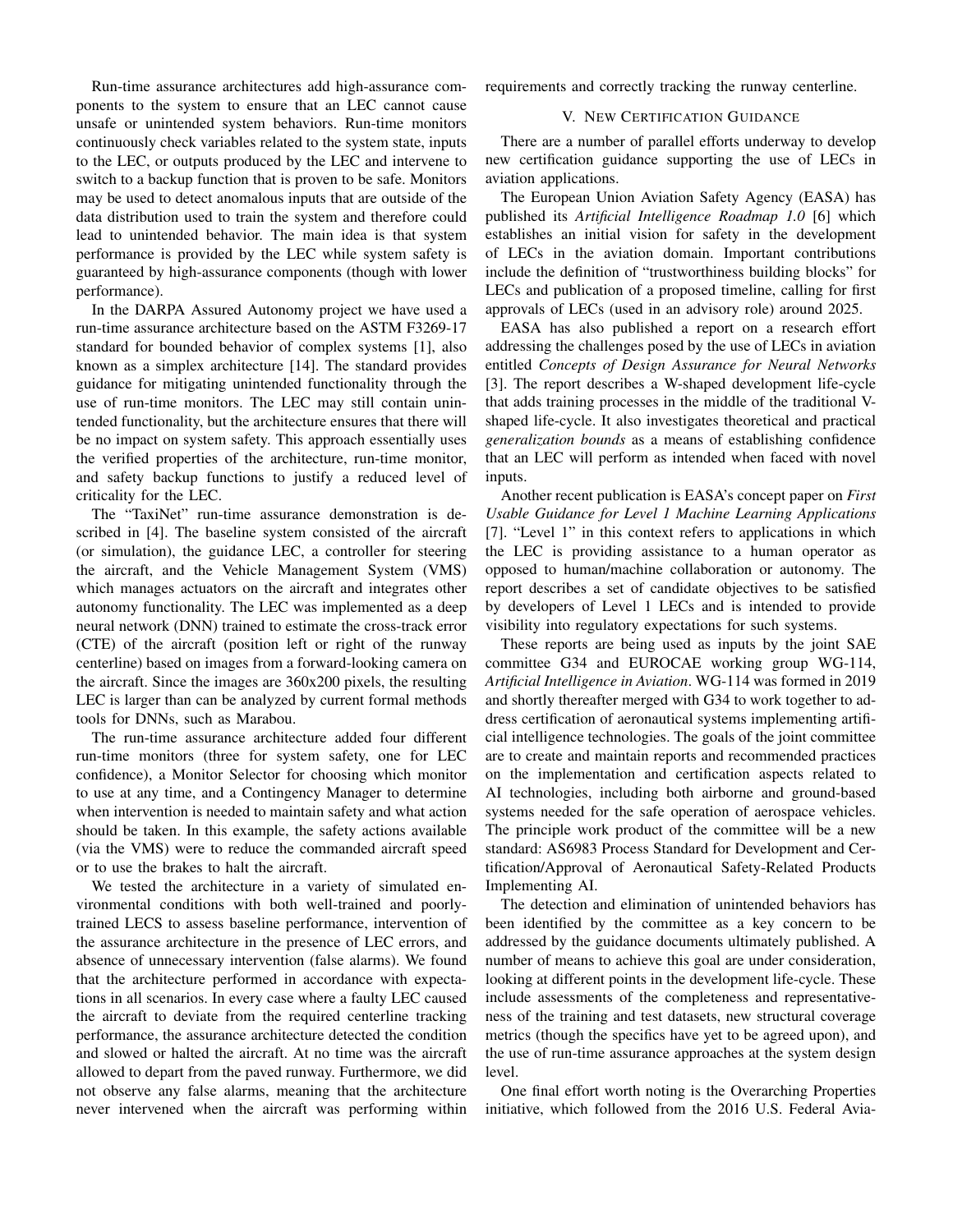Run-time assurance architectures add high-assurance components to the system to ensure that an LEC cannot cause unsafe or unintended system behaviors. Run-time monitors continuously check variables related to the system state, inputs to the LEC, or outputs produced by the LEC and intervene to switch to a backup function that is proven to be safe. Monitors may be used to detect anomalous inputs that are outside of the data distribution used to train the system and therefore could lead to unintended behavior. The main idea is that system performance is provided by the LEC while system safety is guaranteed by high-assurance components (though with lower performance).

In the DARPA Assured Autonomy project we have used a run-time assurance architecture based on the ASTM F3269-17 standard for bounded behavior of complex systems [1], also known as a simplex architecture [14]. The standard provides guidance for mitigating unintended functionality through the use of run-time monitors. The LEC may still contain unintended functionality, but the architecture ensures that there will be no impact on system safety. This approach essentially uses the verified properties of the architecture, run-time monitor, and safety backup functions to justify a reduced level of criticality for the LEC.

The "TaxiNet" run-time assurance demonstration is described in [4]. The baseline system consisted of the aircraft (or simulation), the guidance LEC, a controller for steering the aircraft, and the Vehicle Management System (VMS) which manages actuators on the aircraft and integrates other autonomy functionality. The LEC was implemented as a deep neural network (DNN) trained to estimate the cross-track error (CTE) of the aircraft (position left or right of the runway centerline) based on images from a forward-looking camera on the aircraft. Since the images are 360x200 pixels, the resulting LEC is larger than can be analyzed by current formal methods tools for DNNs, such as Marabou.

The run-time assurance architecture added four different run-time monitors (three for system safety, one for LEC confidence), a Monitor Selector for choosing which monitor to use at any time, and a Contingency Manager to determine when intervention is needed to maintain safety and what action should be taken. In this example, the safety actions available (via the VMS) were to reduce the commanded aircraft speed or to use the brakes to halt the aircraft.

We tested the architecture in a variety of simulated environmental conditions with both well-trained and poorly-trained LECS to assess baseline performance, intervention of the assurance architecture in the presence of LEC errors, and absence of unnecessary intervention (false alarms). We found that the architecture performed in accordance with expectations in all scenarios. In every case where a faulty LEC caused the aircraft to deviate from the required centerline tracking performance, the assurance architecture detected the condition and slowed or halted the aircraft. At no time was the aircraft allowed to depart from the paved runway. Furthermore, we did not observe any false alarms, meaning that the architecture never intervened when the aircraft was performing within requirements and correctly tracking the runway centerline.

## V. New Certification Guidance

There are a number of parallel efforts underway to develop new certification guidance supporting the use of LECs in aviation applications.

The European Union Aviation Safety Agency (EASA) has published its *Artificial Intelligence Roadmap 1.0* [6] which establishes an initial vision for safety in the development of LECs in the aviation domain. Important contributions include the definition of "trustworthiness building blocks" for LECs and publication of a proposed timeline, calling for first approvals of LECs (used in an advisory role) around 2025.

EASA has also published a report on a research effort addressing the challenges posed by the use of LECs in aviation entitled *Concepts of Design Assurance for Neural Networks* [3]. The report describes a W-shaped development life-cycle that adds training processes in the middle of the traditional V-shaped life-cycle. It also investigates theoretical and practical *generalization bounds* as a means of establishing confidence that an LEC will perform as intended when faced with novel inputs.

Another recent publication is EASA's concept paper on *First Usable Guidance for Level 1 Machine Learning Applications* [7]. "Level 1" in this context refers to applications in which the LEC is providing assistance to a human operator as opposed to human/machine collaboration or autonomy. The report describes a set of candidate objectives to be satisfied by developers of Level 1 LECs and is intended to provide visibility into regulatory expectations for such systems.

These reports are being used as inputs by the joint SAE committee G34 and EUROCAE working group WG-114, *Artificial Intelligence in Aviation*. WG-114 was formed in 2019 and shortly thereafter merged with G34 to work together to address certification of aeronautical systems implementing artificial intelligence technologies. The goals of the joint committee are to create and maintain reports and recommended practices on the implementation and certification aspects related to AI technologies, including both airborne and ground-based systems needed for the safe operation of aerospace vehicles. The principle work product of the committee will be a new standard: AS6983 Process Standard for Development and Certification/Approval of Aeronautical Safety-Related Products Implementing AI.

The detection and elimination of unintended behaviors has been identified by the committee as a key concern to be addressed by the guidance documents ultimately published. A number of means to achieve this goal are under consideration, looking at different points in the development life-cycle. These include assessments of the completeness and representativeness of the training and test datasets, new structural coverage metrics (though the specifics have yet to be agreed upon), and the use of run-time assurance approaches at the system design level.

One final effort worth noting is the Overarching Properties initiative, which followed from the 2016 U.S. Federal Avia-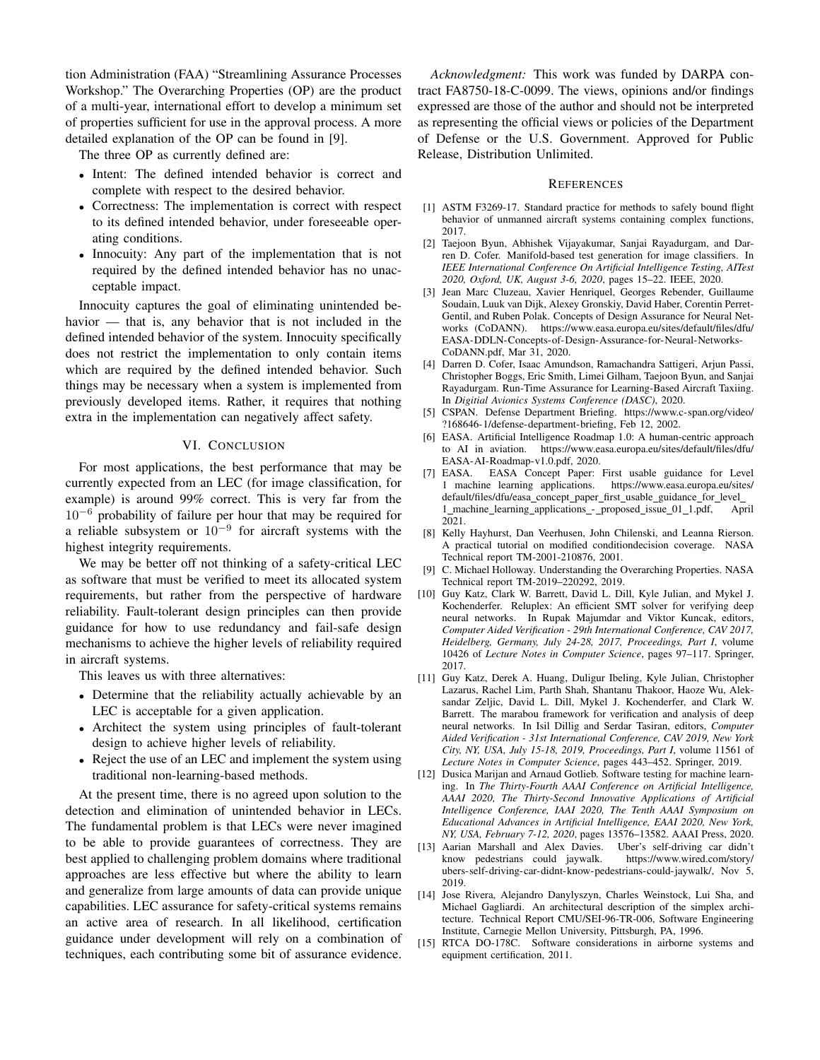tion Administration (FAA) "Streamlining Assurance Processes Workshop." The Overarching Properties (OP) are the product of a multi-year, international effort to develop a minimum set of properties sufficient for use in the approval process. A more detailed explanation of the OP can be found in [9].

The three OP as currently defined are:

- Intent: The defined intended behavior is correct and complete with respect to the desired behavior.
- Correctness: The implementation is correct with respect to its defined intended behavior, under foreseeable operating conditions.
- Innocuity: Any part of the implementation that is not required by the defined intended behavior has no unacceptable impact.

Innocuity captures the goal of eliminating unintended behavior — that is, any behavior that is not included in the defined intended behavior of the system. Innocuity specifically does not restrict the implementation to only contain items which are required by the defined intended behavior. Such things may be necessary when a system is implemented from previously developed items. Rather, it requires that nothing extra in the implementation can negatively affect safety.

## VI. Conclusion

For most applications, the best performance that may be currently expected from an LEC (for image classification, for example) is around 99% correct. This is very far from the $10^{-6}$ probability of failure per hour that may be required for a reliable subsystem or $10^{-9}$ for aircraft systems with the highest integrity requirements.

We may be better off not thinking of a safety-critical LEC as software that must be verified to meet its allocated system requirements, but rather from the perspective of hardware reliability. Fault-tolerant design principles can then provide guidance for how to use redundancy and fail-safe design mechanisms to achieve the higher levels of reliability required in aircraft systems.

This leaves us with three alternatives:

- Determine that the reliability actually achievable by an LEC is acceptable for a given application.
- Architect the system using principles of fault-tolerant design to achieve higher levels of reliability.
- Reject the use of an LEC and implement the system using traditional non-learning-based methods.

At the present time, there is no agreed upon solution to the detection and elimination of unintended behavior in LECs. The fundamental problem is that LECs were never imagined to be able to provide guarantees of correctness. They are best applied to challenging problem domains where traditional approaches are less effective but where the ability to learn and generalize from large amounts of data can provide unique capabilities. LEC assurance for safety-critical systems remains an active area of research. In all likelihood, certification guidance under development will rely on a combination of techniques, each contributing some bit of assurance evidence.

*Acknowledgment:* This work was funded by DARPA contract FA8750-18-C-0099. The views, opinions and/or findings expressed are those of the author and should not be interpreted as representing the official views or policies of the Department of Defense or the U.S. Government. Approved for Public Release, Distribution Unlimited.

## References

[1] ASTM F3269-17. Standard practice for methods to safely bound flight behavior of unmanned aircraft systems containing complex functions, 2017.

[2] Taejoon Byun, Abhishek Vijayakumar, Sanjai Rayadurgam, and Darren D. Cofer. Manifold-based test generation for image classifiers. In *IEEE International Conference On Artificial Intelligence Testing, AITest 2020, Oxford, UK, August 3-6, 2020*, pages 15–22. IEEE, 2020.

[3] Jean Marc Cluzeau, Xavier Henriquel, Georges Rebender, Guillaume Soudain, Luuk van Dijk, Alexey Gronskiy, David Haber, Corentin Perret-Gentil, and Ruben Polak. Concepts of Design Assurance for Neural Networks (CoDANN). https://www.easa.europa.eu/sites/default/files/dfu/EASA-DDLN-Concepts-of-Design-Assurance-for-Neural-Networks-CoDANN.pdf, Mar 31, 2020.

[4] Darren D. Cofer, Isaac Amundson, Ramachandra Sattigeri, Arjun Passi, Christopher Boggs, Eric Smith, Limei Gilham, Taejoon Byun, and Sanjai Rayadurgam. Run-Time Assurance for Learning-Based Aircraft Taxiing. In *Digitial Avionics Systems Conference (DASC)*, 2020.

[5] CSPAN. Defense Department Briefing. https://www.c-span.org/video/?168646-1/defense-department-briefing, Feb 12, 2002.

[6] EASA. Artificial Intelligence Roadmap 1.0: A human-centric approach to AI in aviation. https://www.easa.europa.eu/sites/default/files/dfu/EASA-AI-Roadmap-v1.0.pdf, 2020.

[7] EASA. EASA Concept Paper: First usable guidance for Level 1 machine learning applications. https://www.easa.europa.eu/sites/default/files/dfu/easa_concept_paper_first_usable_guidance_for_level_1_machine_learning_applications_-_proposed_issue_01_1.pdf, April 2021.

[8] Kelly Hayhurst, Dan Veerhusen, John Chilenski, and Leanna Rierson. A practical tutorial on modified conditiondecision coverage. NASA Technical report TM-2001-210876, 2001.

[9] C. Michael Holloway. Understanding the Overarching Properties. NASA Technical report TM-2019–220292, 2019.

[10] Guy Katz, Clark W. Barrett, David L. Dill, Kyle Julian, and Mykel J. Kochenderfer. Reluplex: An efficient SMT solver for verifying deep neural networks. In Rupak Majumdar and Viktor Kuncak, editors, *Computer Aided Verification - 29th International Conference, CAV 2017, Heidelberg, Germany, July 24-28, 2017, Proceedings, Part I*, volume 10426 of *Lecture Notes in Computer Science*, pages 97–117. Springer, 2017.

[11] Guy Katz, Derek A. Huang, Duligur Ibeling, Kyle Julian, Christopher Lazarus, Rachel Lim, Parth Shah, Shantanu Thakoor, Haoze Wu, Aleksandar Zeljic, David L. Dill, Mykel J. Kochenderfer, and Clark W. Barrett. The marabou framework for verification and analysis of deep neural networks. In Isil Dillig and Serdar Tasiran, editors, *Computer Aided Verification - 31st International Conference, CAV 2019, New York City, NY, USA, July 15-18, 2019, Proceedings, Part I*, volume 11561 of *Lecture Notes in Computer Science*, pages 443–452. Springer, 2019.

[12] Dusica Marijan and Arnaud Gotlieb. Software testing for machine learning. In *The Thirty-Fourth AAAI Conference on Artificial Intelligence, AAAI 2020, The Thirty-Second Innovative Applications of Artificial Intelligence Conference, IAAI 2020, The Tenth AAAI Symposium on Educational Advances in Artificial Intelligence, EAAI 2020, New York, NY, USA, February 7-12, 2020*, pages 13576–13582. AAAI Press, 2020.

[13] Aarian Marshall and Alex Davies. Uber's self-driving car didn't know pedestrians could jaywalk. https://www.wired.com/story/ubers-self-driving-car-didnt-know-pedestrians-could-jaywalk/, Nov 5, 2019.

[14] Jose Rivera, Alejandro Danylyszyn, Charles Weinstock, Lui Sha, and Michael Gagliardi. An architectural description of the simplex architecture. Technical Report CMU/SEI-96-TR-006, Software Engineering Institute, Carnegie Mellon University, Pittsburgh, PA, 1996.

[15] RTCA DO-178C. Software considerations in airborne systems and equipment certification, 2011.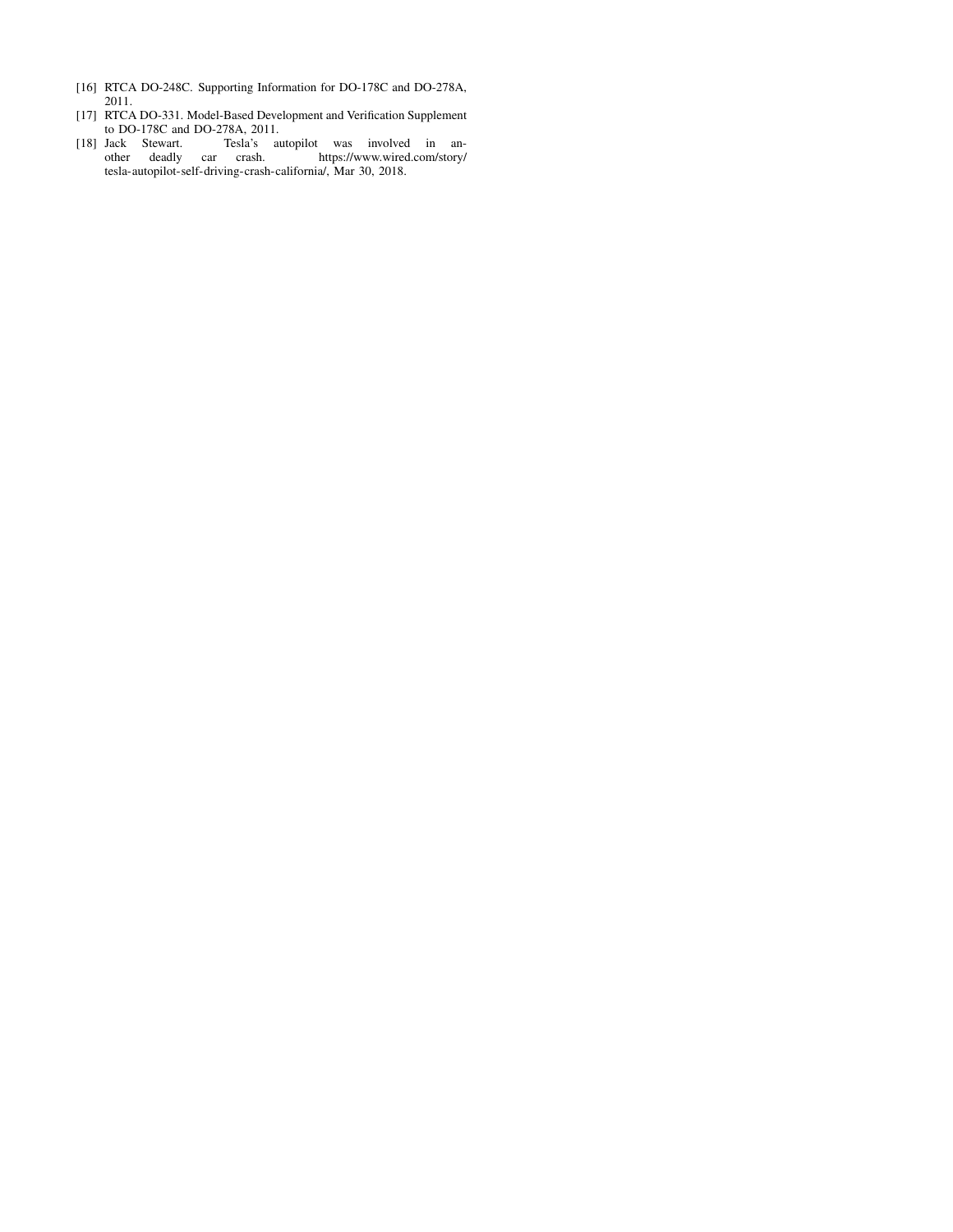[16] RTCA DO-248C. Supporting Information for DO-178C and DO-278A, 2011.

[17] RTCA DO-331. Model-Based Development and Verification Supplement to DO-178C and DO-278A, 2011.

[18] Jack Stewart. Tesla's autopilot was involved in another deadly car crash. https://www.wired.com/story/tesla-autopilot-self-driving-crash-california/, Mar 30, 2018.